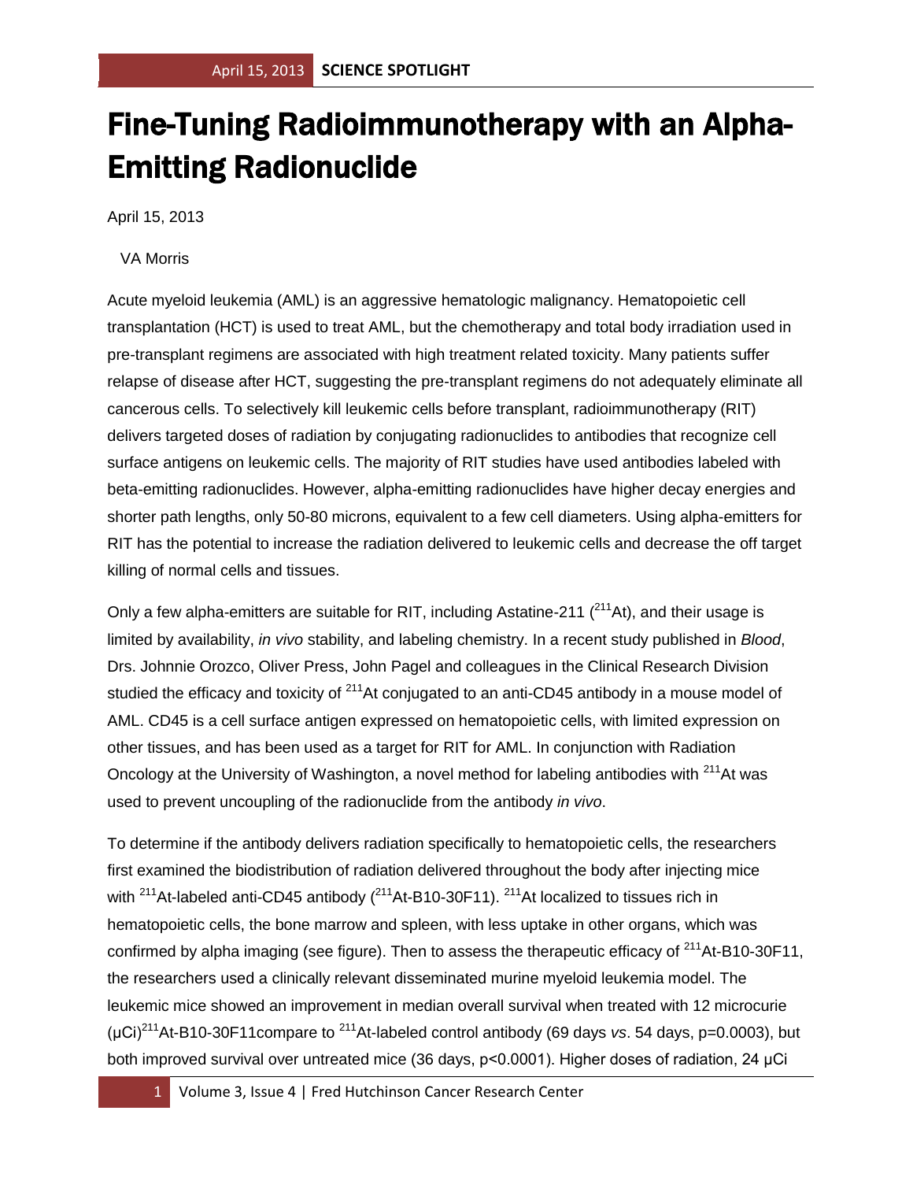# Fine-Tuning Radioimmunotherapy with an Alpha-Emitting Radionuclide

April 15, 2013

VA Morris

Acute myeloid leukemia (AML) is an aggressive hematologic malignancy. Hematopoietic cell transplantation (HCT) is used to treat AML, but the chemotherapy and total body irradiation used in pre-transplant regimens are associated with high treatment related toxicity. Many patients suffer relapse of disease after HCT, suggesting the pre-transplant regimens do not adequately eliminate all cancerous cells. To selectively kill leukemic cells before transplant, radioimmunotherapy (RIT) delivers targeted doses of radiation by conjugating radionuclides to antibodies that recognize cell surface antigens on leukemic cells. The majority of RIT studies have used antibodies labeled with beta-emitting radionuclides. However, alpha-emitting radionuclides have higher decay energies and shorter path lengths, only 50-80 microns, equivalent to a few cell diameters. Using alpha-emitters for RIT has the potential to increase the radiation delivered to leukemic cells and decrease the off target killing of normal cells and tissues.

Only a few alpha-emitters are suitable for RIT, including Astatine-211 ($^{211}$At), and their usage is limited by availability, *in vivo* stability, and labeling chemistry. In a recent study published in *Blood*, Drs. Johnnie Orozco, Oliver Press, John Pagel and colleagues in the Clinical Research Division studied the efficacy and toxicity of $^{211}$At conjugated to an anti-CD45 antibody in a mouse model of AML. CD45 is a cell surface antigen expressed on hematopoietic cells, with limited expression on other tissues, and has been used as a target for RIT for AML. In conjunction with Radiation Oncology at the University of Washington, a novel method for labeling antibodies with $^{211}$At was used to prevent uncoupling of the radionuclide from the antibody *in vivo*.

To determine if the antibody delivers radiation specifically to hematopoietic cells, the researchers first examined the biodistribution of radiation delivered throughout the body after injecting mice with $^{211}$At-labeled anti-CD45 antibody ($^{211}$At-B10-30F11). $^{211}$At localized to tissues rich in hematopoietic cells, the bone marrow and spleen, with less uptake in other organs, which was confirmed by alpha imaging (see figure). Then to assess the therapeutic efficacy of $^{211}$At-B10-30F11, the researchers used a clinically relevant disseminated murine myeloid leukemia model. The leukemic mice showed an improvement in median overall survival when treated with 12 microcurie (µCi)$^{211}$At-B10-30F11compare to $^{211}$At-labeled control antibody (69 days *vs*. 54 days, p=0.0003), but both improved survival over untreated mice (36 days, p<0.0001). Higher doses of radiation, 24 µCi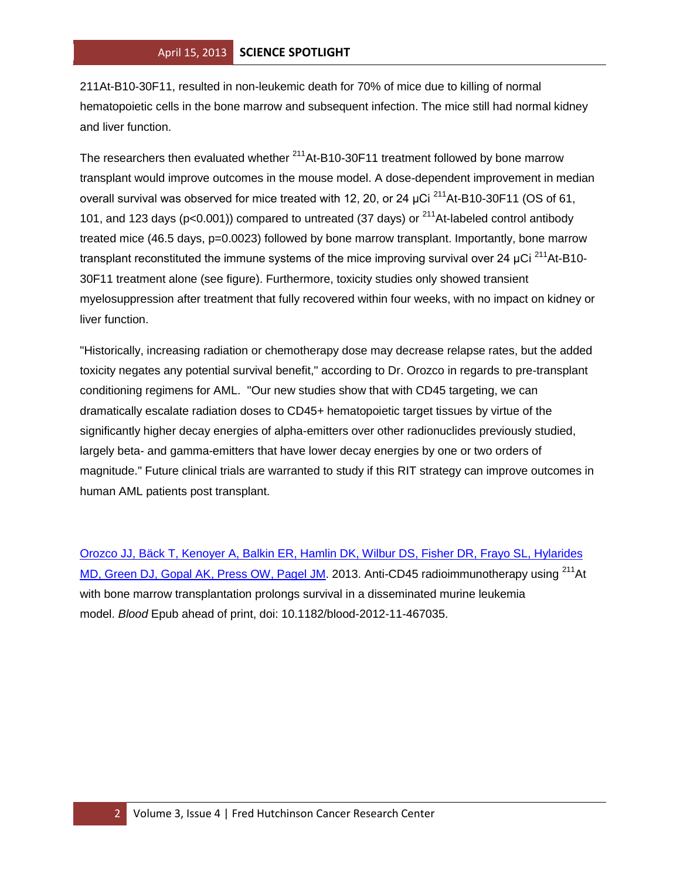211At-B10-30F11, resulted in non-leukemic death for 70% of mice due to killing of normal hematopoietic cells in the bone marrow and subsequent infection. The mice still had normal kidney and liver function.

The researchers then evaluated whether $^{211}$At-B10-30F11 treatment followed by bone marrow transplant would improve outcomes in the mouse model. A dose-dependent improvement in median overall survival was observed for mice treated with 12, 20, or 24 µCi $^{211}$At-B10-30F11 (OS of 61, 101, and 123 days ($p<0.001$)) compared to untreated (37 days) or $^{211}$At-labeled control antibody treated mice (46.5 days, $p=0.0023$) followed by bone marrow transplant. Importantly, bone marrow transplant reconstituted the immune systems of the mice improving survival over 24 µCi $^{211}$At-B10-30F11 treatment alone (see figure). Furthermore, toxicity studies only showed transient myelosuppression after treatment that fully recovered within four weeks, with no impact on kidney or liver function.

"Historically, increasing radiation or chemotherapy dose may decrease relapse rates, but the added toxicity negates any potential survival benefit," according to Dr. Orozco in regards to pre-transplant conditioning regimens for AML. "Our new studies show that with CD45 targeting, we can dramatically escalate radiation doses to CD45+ hematopoietic target tissues by virtue of the significantly higher decay energies of alpha-emitters over other radionuclides previously studied, largely beta- and gamma-emitters that have lower decay energies by one or two orders of magnitude." Future clinical trials are warranted to study if this RIT strategy can improve outcomes in human AML patients post transplant.

Orozco JJ, Bäck T, Kenoyer A, Balkin ER, Hamlin DK, Wilbur DS, Fisher DR, Frayo SL, Hylarides MD, Green DJ, Gopal AK, Press OW, Pagel JM. 2013. Anti-CD45 radioimmunotherapy using $^{211}$At with bone marrow transplantation prolongs survival in a disseminated murine leukemia model. *Blood* Epub ahead of print, doi: 10.1182/blood-2012-11-467035.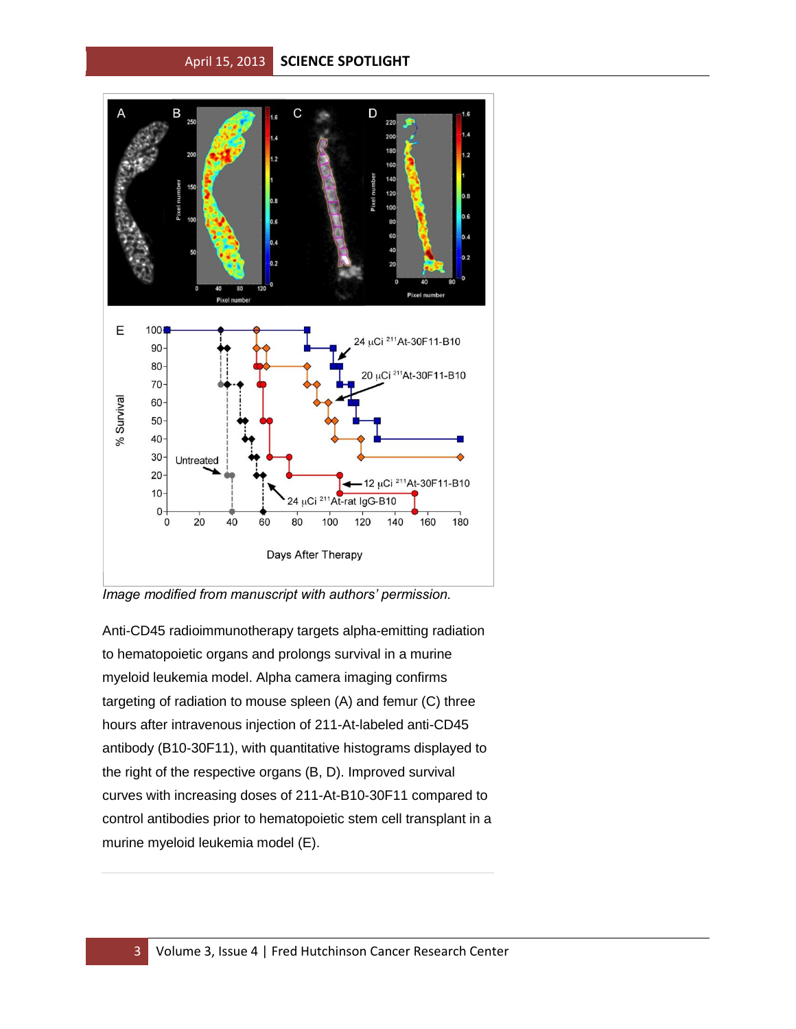A B C D

250
200
150
100
50
Pixel number
0 40 80 120
Pixel number
1.6
1.4
1.2
1
0.8
0.6
0.4
0.2
0

220
200
180
160
140
120
100
80
60
40
20
Pixel number
0 40 80
Pixel number
1.6
1.4
1.2
1
0.8
0.6
0.4
0.2
0

E

% Survival
100
90
80
70
60
50
40
30
20
10
0

0 20 40 60 80 100 120 140 160 180

Days After Therapy

24 μCi $^{211}$At-30F11-B10

20 μCi $^{211}$At-30F11-B10

12 μCi $^{211}$At-30F11-B10

24 μCi $^{211}$At-rat IgG-B10

Untreated

*Image modified from manuscript with authors' permission.*

Anti-CD45 radioimmunotherapy targets alpha-emitting radiation to hematopoietic organs and prolongs survival in a murine myeloid leukemia model. Alpha camera imaging confirms targeting of radiation to mouse spleen (A) and femur (C) three hours after intravenous injection of 211-At-labeled anti-CD45 antibody (B10-30F11), with quantitative histograms displayed to the right of the respective organs (B, D). Improved survival curves with increasing doses of 211-At-B10-30F11 compared to control antibodies prior to hematopoietic stem cell transplant in a murine myeloid leukemia model (E).